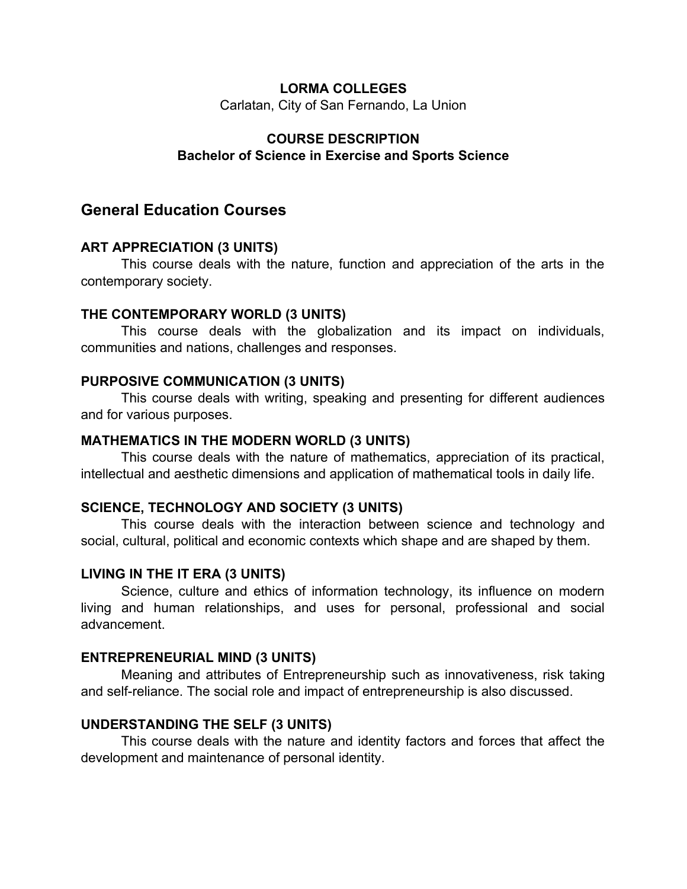**LORMA COLLEGES**

Carlatan, City of San Fernando, La Union

**COURSE DESCRIPTION**

**Bachelor of Science in Exercise and Sports Science**

## General Education Courses

### ART APPRECIATION (3 UNITS)

This course deals with the nature, function and appreciation of the arts in the contemporary society.

### THE CONTEMPORARY WORLD (3 UNITS)

This course deals with the globalization and its impact on individuals, communities and nations, challenges and responses.

### PURPOSIVE COMMUNICATION (3 UNITS)

This course deals with writing, speaking and presenting for different audiences and for various purposes.

### MATHEMATICS IN THE MODERN WORLD (3 UNITS)

This course deals with the nature of mathematics, appreciation of its practical, intellectual and aesthetic dimensions and application of mathematical tools in daily life.

### SCIENCE, TECHNOLOGY AND SOCIETY (3 UNITS)

This course deals with the interaction between science and technology and social, cultural, political and economic contexts which shape and are shaped by them.

### LIVING IN THE IT ERA (3 UNITS)

Science, culture and ethics of information technology, its influence on modern living and human relationships, and uses for personal, professional and social advancement.

### ENTREPRENEURIAL MIND (3 UNITS)

Meaning and attributes of Entrepreneurship such as innovativeness, risk taking and self-reliance. The social role and impact of entrepreneurship is also discussed.

### UNDERSTANDING THE SELF (3 UNITS)

This course deals with the nature and identity factors and forces that affect the development and maintenance of personal identity.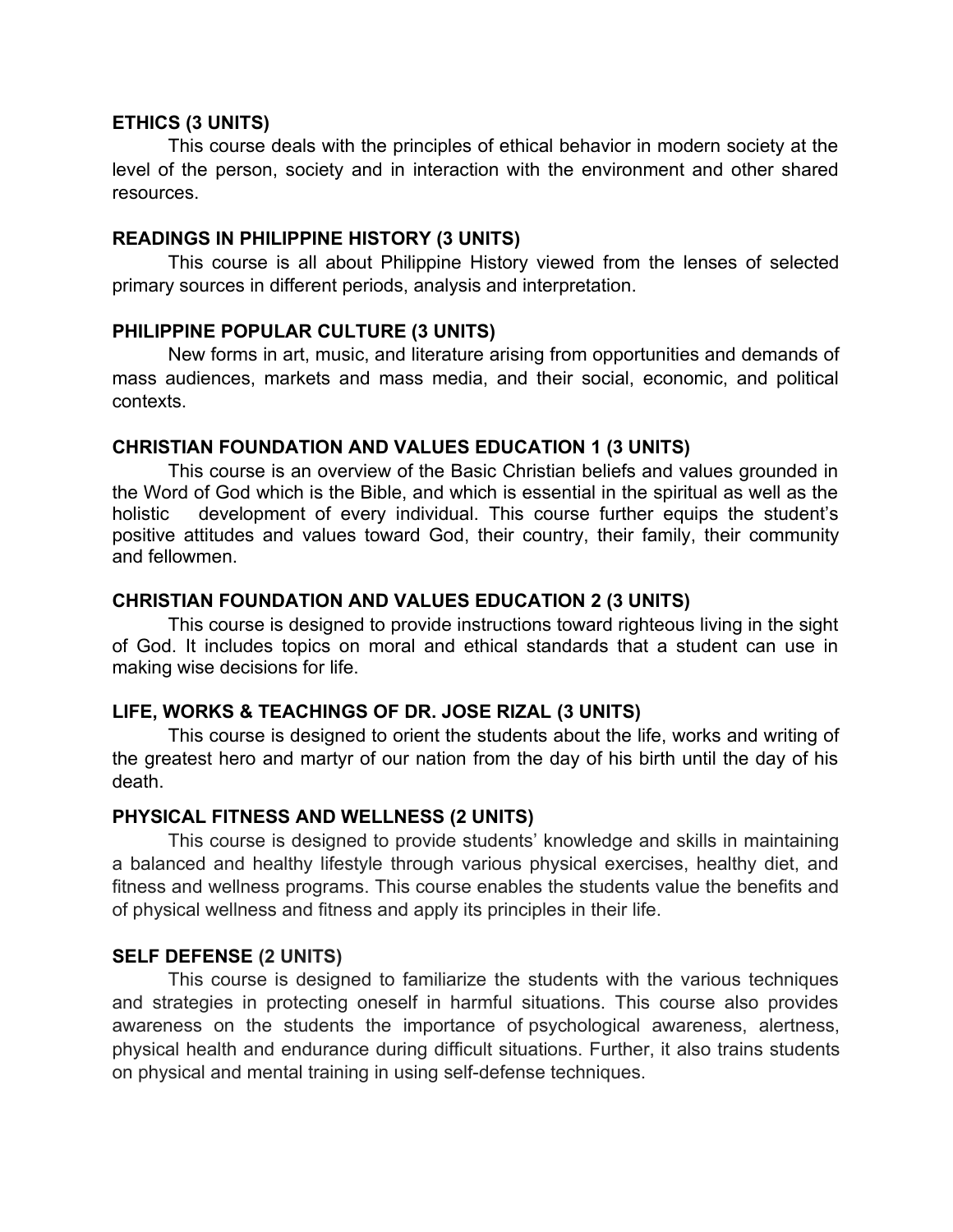**ETHICS (3 UNITS)**

This course deals with the principles of ethical behavior in modern society at the level of the person, society and in interaction with the environment and other shared resources.

**READINGS IN PHILIPPINE HISTORY (3 UNITS)**

This course is all about Philippine History viewed from the lenses of selected primary sources in different periods, analysis and interpretation.

**PHILIPPINE POPULAR CULTURE (3 UNITS)**

New forms in art, music, and literature arising from opportunities and demands of mass audiences, markets and mass media, and their social, economic, and political contexts.

**CHRISTIAN FOUNDATION AND VALUES EDUCATION 1 (3 UNITS)**

This course is an overview of the Basic Christian beliefs and values grounded in the Word of God which is the Bible, and which is essential in the spiritual as well as the holistic development of every individual. This course further equips the student's positive attitudes and values toward God, their country, their family, their community and fellowmen.

**CHRISTIAN FOUNDATION AND VALUES EDUCATION 2 (3 UNITS)**

This course is designed to provide instructions toward righteous living in the sight of God. It includes topics on moral and ethical standards that a student can use in making wise decisions for life.

**LIFE, WORKS & TEACHINGS OF DR. JOSE RIZAL (3 UNITS)**

This course is designed to orient the students about the life, works and writing of the greatest hero and martyr of our nation from the day of his birth until the day of his death.

**PHYSICAL FITNESS AND WELLNESS (2 UNITS)**

This course is designed to provide students' knowledge and skills in maintaining a balanced and healthy lifestyle through various physical exercises, healthy diet, and fitness and wellness programs. This course enables the students value the benefits and of physical wellness and fitness and apply its principles in their life.

**SELF DEFENSE (2 UNITS)**

This course is designed to familiarize the students with the various techniques and strategies in protecting oneself in harmful situations. This course also provides awareness on the students the importance of psychological awareness, alertness, physical health and endurance during difficult situations. Further, it also trains students on physical and mental training in using self-defense techniques.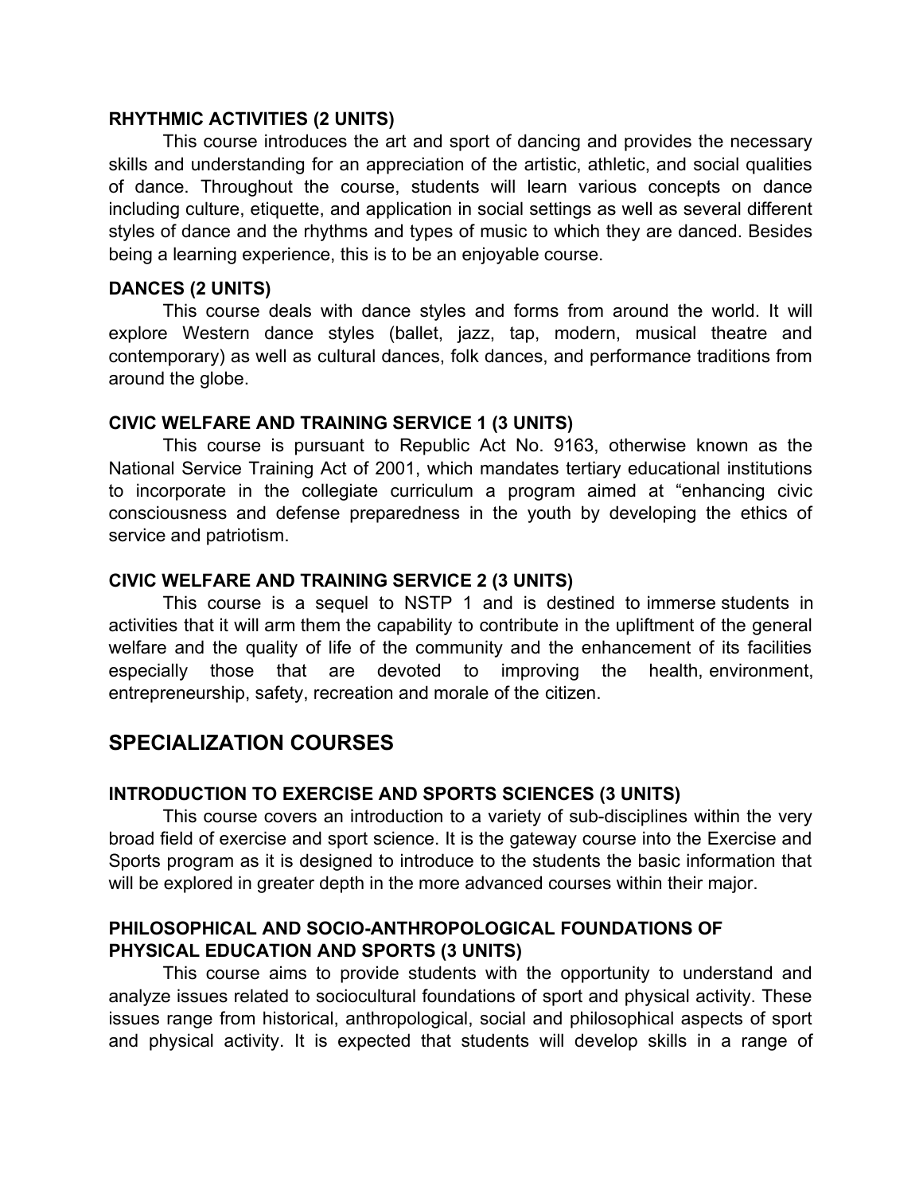**RHYTHMIC ACTIVITIES (2 UNITS)**

This course introduces the art and sport of dancing and provides the necessary skills and understanding for an appreciation of the artistic, athletic, and social qualities of dance. Throughout the course, students will learn various concepts on dance including culture, etiquette, and application in social settings as well as several different styles of dance and the rhythms and types of music to which they are danced. Besides being a learning experience, this is to be an enjoyable course.

**DANCES (2 UNITS)**

This course deals with dance styles and forms from around the world. It will explore Western dance styles (ballet, jazz, tap, modern, musical theatre and contemporary) as well as cultural dances, folk dances, and performance traditions from around the globe.

**CIVIC WELFARE AND TRAINING SERVICE 1 (3 UNITS)**

This course is pursuant to Republic Act No. 9163, otherwise known as the National Service Training Act of 2001, which mandates tertiary educational institutions to incorporate in the collegiate curriculum a program aimed at "enhancing civic consciousness and defense preparedness in the youth by developing the ethics of service and patriotism.

**CIVIC WELFARE AND TRAINING SERVICE 2 (3 UNITS)**

This course is a sequel to NSTP 1 and is destined to immerse students in activities that it will arm them the capability to contribute in the upliftment of the general welfare and the quality of life of the community and the enhancement of its facilities especially those that are devoted to improving the health, environment, entrepreneurship, safety, recreation and morale of the citizen.

## SPECIALIZATION COURSES

**INTRODUCTION TO EXERCISE AND SPORTS SCIENCES (3 UNITS)**

This course covers an introduction to a variety of sub-disciplines within the very broad field of exercise and sport science. It is the gateway course into the Exercise and Sports program as it is designed to introduce to the students the basic information that will be explored in greater depth in the more advanced courses within their major.

**PHILOSOPHICAL AND SOCIO-ANTHROPOLOGICAL FOUNDATIONS OF PHYSICAL EDUCATION AND SPORTS (3 UNITS)**

This course aims to provide students with the opportunity to understand and analyze issues related to sociocultural foundations of sport and physical activity. These issues range from historical, anthropological, social and philosophical aspects of sport and physical activity. It is expected that students will develop skills in a range of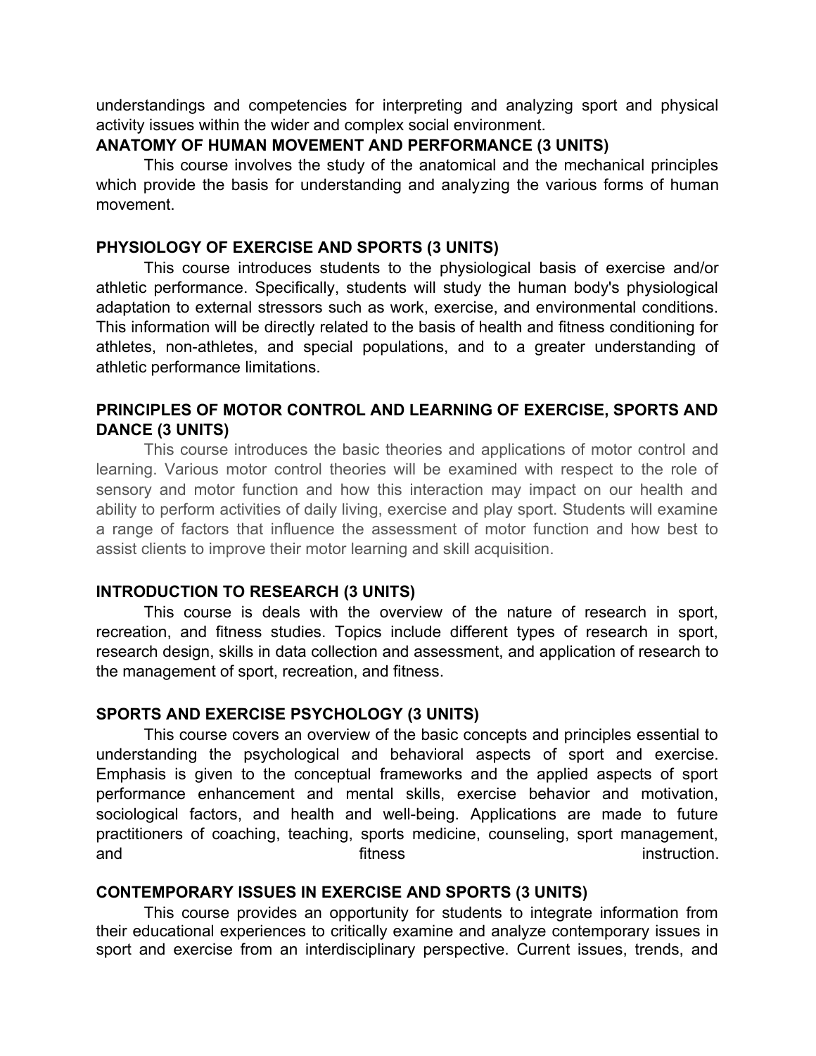understandings and competencies for interpreting and analyzing sport and physical activity issues within the wider and complex social environment.

**ANATOMY OF HUMAN MOVEMENT AND PERFORMANCE (3 UNITS)**

This course involves the study of the anatomical and the mechanical principles which provide the basis for understanding and analyzing the various forms of human movement.

**PHYSIOLOGY OF EXERCISE AND SPORTS (3 UNITS)**

This course introduces students to the physiological basis of exercise and/or athletic performance. Specifically, students will study the human body's physiological adaptation to external stressors such as work, exercise, and environmental conditions. This information will be directly related to the basis of health and fitness conditioning for athletes, non-athletes, and special populations, and to a greater understanding of athletic performance limitations.

**PRINCIPLES OF MOTOR CONTROL AND LEARNING OF EXERCISE, SPORTS AND DANCE (3 UNITS)**

This course introduces the basic theories and applications of motor control and learning. Various motor control theories will be examined with respect to the role of sensory and motor function and how this interaction may impact on our health and ability to perform activities of daily living, exercise and play sport. Students will examine a range of factors that influence the assessment of motor function and how best to assist clients to improve their motor learning and skill acquisition.

**INTRODUCTION TO RESEARCH (3 UNITS)**

This course is deals with the overview of the nature of research in sport, recreation, and fitness studies. Topics include different types of research in sport, research design, skills in data collection and assessment, and application of research to the management of sport, recreation, and fitness.

**SPORTS AND EXERCISE PSYCHOLOGY (3 UNITS)**

This course covers an overview of the basic concepts and principles essential to understanding the psychological and behavioral aspects of sport and exercise. Emphasis is given to the conceptual frameworks and the applied aspects of sport performance enhancement and mental skills, exercise behavior and motivation, sociological factors, and health and well-being. Applications are made to future practitioners of coaching, teaching, sports medicine, counseling, sport management, and fitness instruction.

**CONTEMPORARY ISSUES IN EXERCISE AND SPORTS (3 UNITS)**

This course provides an opportunity for students to integrate information from their educational experiences to critically examine and analyze contemporary issues in sport and exercise from an interdisciplinary perspective. Current issues, trends, and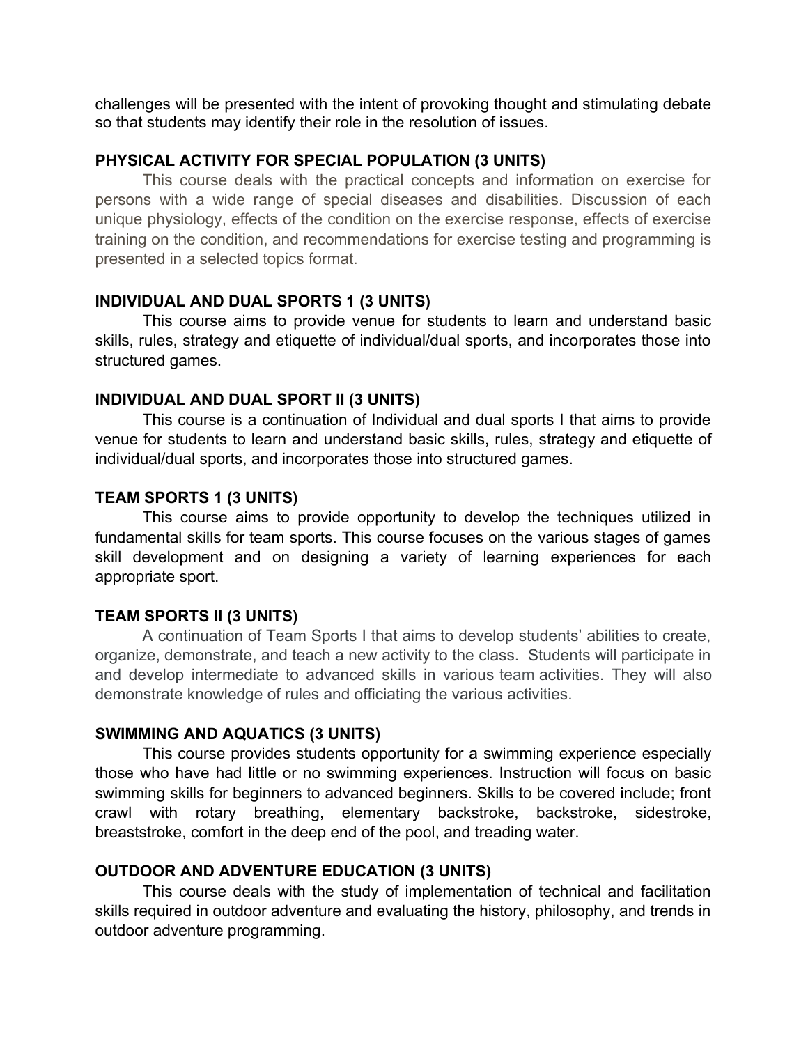challenges will be presented with the intent of provoking thought and stimulating debate so that students may identify their role in the resolution of issues.

### PHYSICAL ACTIVITY FOR SPECIAL POPULATION (3 UNITS)

This course deals with the practical concepts and information on exercise for persons with a wide range of special diseases and disabilities. Discussion of each unique physiology, effects of the condition on the exercise response, effects of exercise training on the condition, and recommendations for exercise testing and programming is presented in a selected topics format.

### INDIVIDUAL AND DUAL SPORTS 1 (3 UNITS)

This course aims to provide venue for students to learn and understand basic skills, rules, strategy and etiquette of individual/dual sports, and incorporates those into structured games.

### INDIVIDUAL AND DUAL SPORT II (3 UNITS)

This course is a continuation of Individual and dual sports I that aims to provide venue for students to learn and understand basic skills, rules, strategy and etiquette of individual/dual sports, and incorporates those into structured games.

### TEAM SPORTS 1 (3 UNITS)

This course aims to provide opportunity to develop the techniques utilized in fundamental skills for team sports. This course focuses on the various stages of games skill development and on designing a variety of learning experiences for each appropriate sport.

### TEAM SPORTS II (3 UNITS)

A continuation of Team Sports I that aims to develop students' abilities to create, organize, demonstrate, and teach a new activity to the class. Students will participate in and develop intermediate to advanced skills in various team activities. They will also demonstrate knowledge of rules and officiating the various activities.

### SWIMMING AND AQUATICS (3 UNITS)

This course provides students opportunity for a swimming experience especially those who have had little or no swimming experiences. Instruction will focus on basic swimming skills for beginners to advanced beginners. Skills to be covered include; front crawl with rotary breathing, elementary backstroke, backstroke, sidestroke, breaststroke, comfort in the deep end of the pool, and treading water.

### OUTDOOR AND ADVENTURE EDUCATION (3 UNITS)

This course deals with the study of implementation of technical and facilitation skills required in outdoor adventure and evaluating the history, philosophy, and trends in outdoor adventure programming.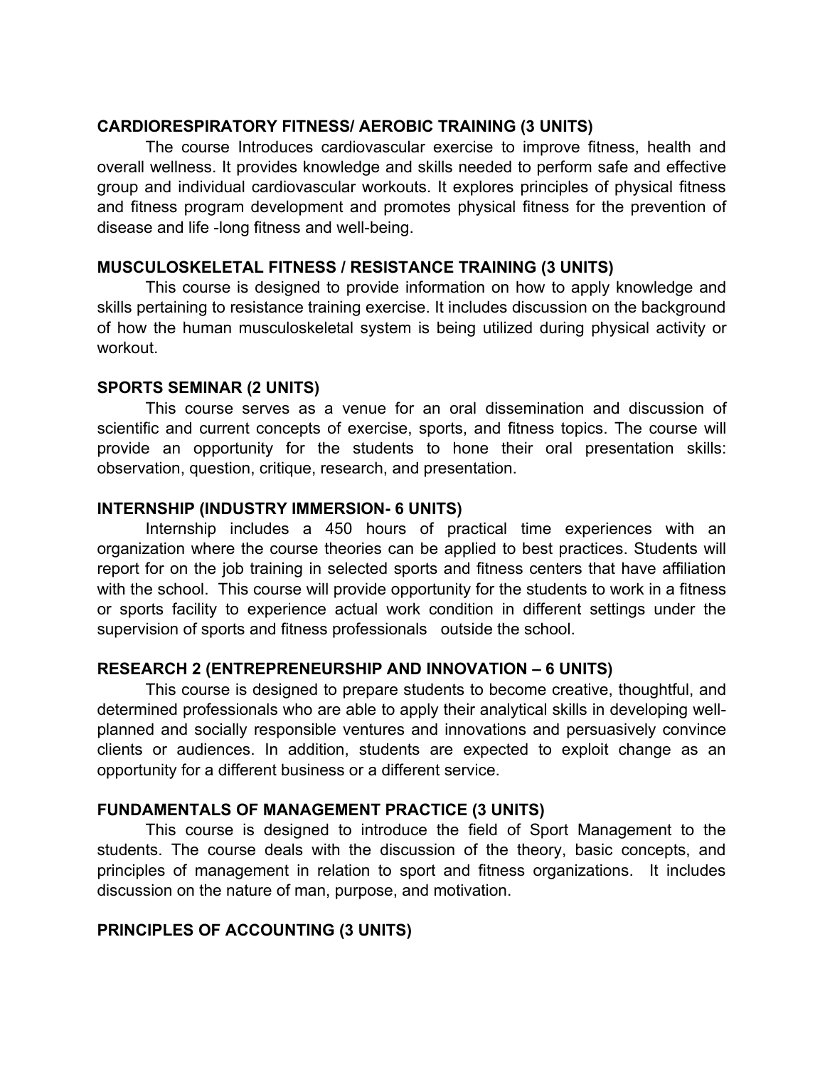**CARDIORESPIRATORY FITNESS/ AEROBIC TRAINING (3 UNITS)**

The course Introduces cardiovascular exercise to improve fitness, health and overall wellness. It provides knowledge and skills needed to perform safe and effective group and individual cardiovascular workouts. It explores principles of physical fitness and fitness program development and promotes physical fitness for the prevention of disease and life -long fitness and well-being.

**MUSCULOSKELETAL FITNESS / RESISTANCE TRAINING (3 UNITS)**

This course is designed to provide information on how to apply knowledge and skills pertaining to resistance training exercise. It includes discussion on the background of how the human musculoskeletal system is being utilized during physical activity or workout.

**SPORTS SEMINAR (2 UNITS)**

This course serves as a venue for an oral dissemination and discussion of scientific and current concepts of exercise, sports, and fitness topics. The course will provide an opportunity for the students to hone their oral presentation skills: observation, question, critique, research, and presentation.

**INTERNSHIP (INDUSTRY IMMERSION- 6 UNITS)**

Internship includes a 450 hours of practical time experiences with an organization where the course theories can be applied to best practices. Students will report for on the job training in selected sports and fitness centers that have affiliation with the school. This course will provide opportunity for the students to work in a fitness or sports facility to experience actual work condition in different settings under the supervision of sports and fitness professionals outside the school.

**RESEARCH 2 (ENTREPRENEURSHIP AND INNOVATION – 6 UNITS)**

This course is designed to prepare students to become creative, thoughtful, and determined professionals who are able to apply their analytical skills in developing well-planned and socially responsible ventures and innovations and persuasively convince clients or audiences. In addition, students are expected to exploit change as an opportunity for a different business or a different service.

**FUNDAMENTALS OF MANAGEMENT PRACTICE (3 UNITS)**

This course is designed to introduce the field of Sport Management to the students. The course deals with the discussion of the theory, basic concepts, and principles of management in relation to sport and fitness organizations. It includes discussion on the nature of man, purpose, and motivation.

**PRINCIPLES OF ACCOUNTING (3 UNITS)**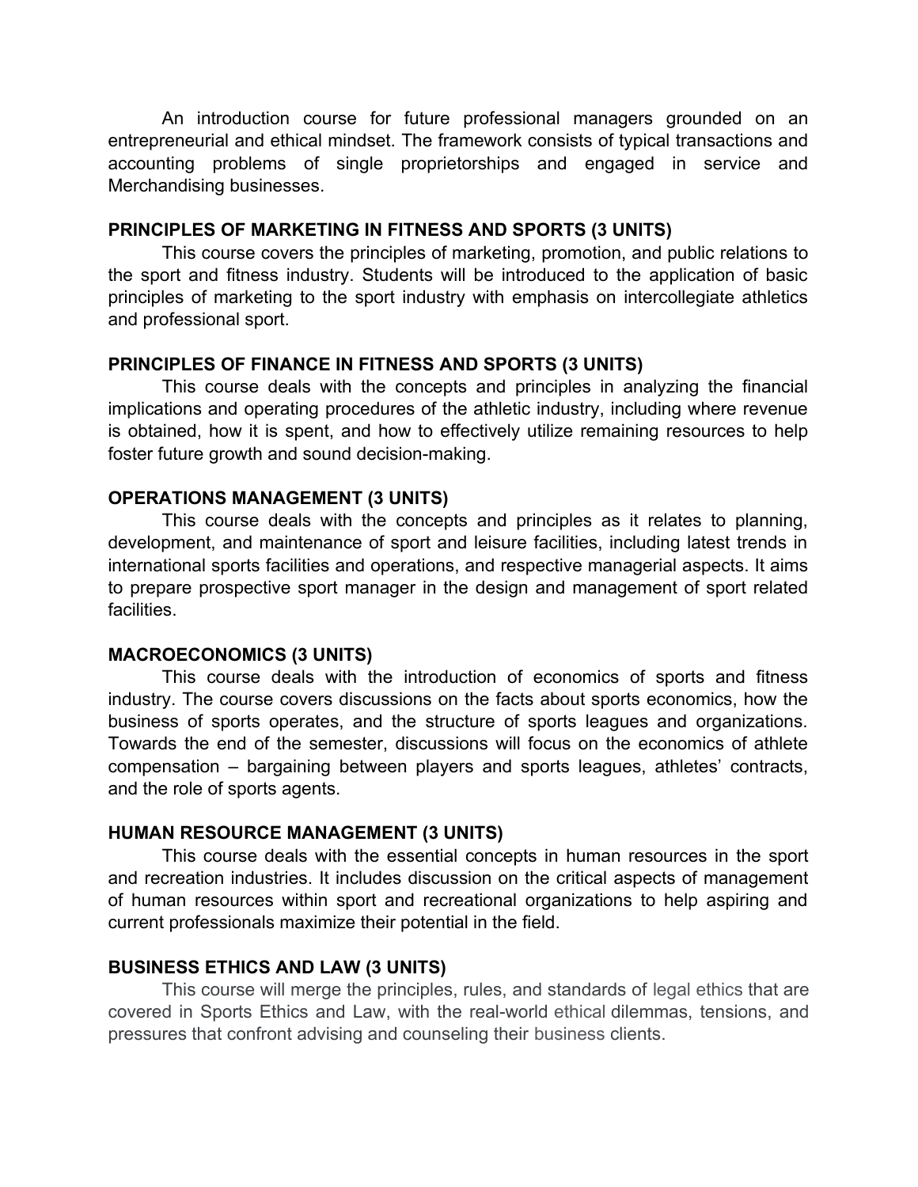An introduction course for future professional managers grounded on an entrepreneurial and ethical mindset. The framework consists of typical transactions and accounting problems of single proprietorships and engaged in service and Merchandising businesses.

**PRINCIPLES OF MARKETING IN FITNESS AND SPORTS (3 UNITS)**

This course covers the principles of marketing, promotion, and public relations to the sport and fitness industry. Students will be introduced to the application of basic principles of marketing to the sport industry with emphasis on intercollegiate athletics and professional sport.

**PRINCIPLES OF FINANCE IN FITNESS AND SPORTS (3 UNITS)**

This course deals with the concepts and principles in analyzing the financial implications and operating procedures of the athletic industry, including where revenue is obtained, how it is spent, and how to effectively utilize remaining resources to help foster future growth and sound decision-making.

**OPERATIONS MANAGEMENT (3 UNITS)**

This course deals with the concepts and principles as it relates to planning, development, and maintenance of sport and leisure facilities, including latest trends in international sports facilities and operations, and respective managerial aspects. It aims to prepare prospective sport manager in the design and management of sport related facilities.

**MACROECONOMICS (3 UNITS)**

This course deals with the introduction of economics of sports and fitness industry. The course covers discussions on the facts about sports economics, how the business of sports operates, and the structure of sports leagues and organizations. Towards the end of the semester, discussions will focus on the economics of athlete compensation – bargaining between players and sports leagues, athletes' contracts, and the role of sports agents.

**HUMAN RESOURCE MANAGEMENT (3 UNITS)**

This course deals with the essential concepts in human resources in the sport and recreation industries. It includes discussion on the critical aspects of management of human resources within sport and recreational organizations to help aspiring and current professionals maximize their potential in the field.

**BUSINESS ETHICS AND LAW (3 UNITS)**

This course will merge the principles, rules, and standards of legal ethics that are covered in Sports Ethics and Law, with the real-world ethical dilemmas, tensions, and pressures that confront advising and counseling their business clients.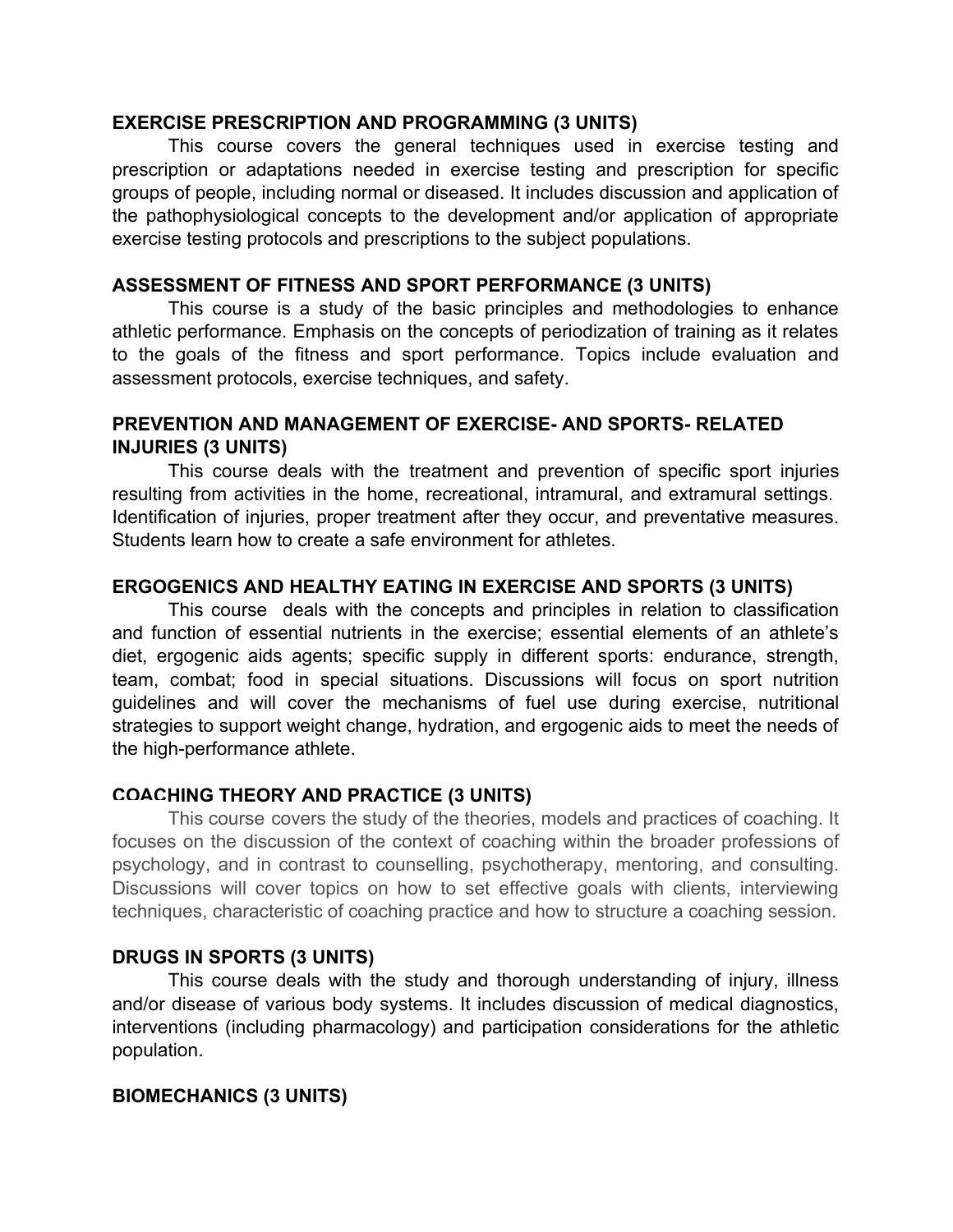**EXERCISE PRESCRIPTION AND PROGRAMMING (3 UNITS)**

This course covers the general techniques used in exercise testing and prescription or adaptations needed in exercise testing and prescription for specific groups of people, including normal or diseased. It includes discussion and application of the pathophysiological concepts to the development and/or application of appropriate exercise testing protocols and prescriptions to the subject populations.

**ASSESSMENT OF FITNESS AND SPORT PERFORMANCE (3 UNITS)**

This course is a study of the basic principles and methodologies to enhance athletic performance. Emphasis on the concepts of periodization of training as it relates to the goals of the fitness and sport performance. Topics include evaluation and assessment protocols, exercise techniques, and safety.

**PREVENTION AND MANAGEMENT OF EXERCISE- AND SPORTS- RELATED INJURIES (3 UNITS)**

This course deals with the treatment and prevention of specific sport injuries resulting from activities in the home, recreational, intramural, and extramural settings. Identification of injuries, proper treatment after they occur, and preventative measures. Students learn how to create a safe environment for athletes.

**ERGOGENICS AND HEALTHY EATING IN EXERCISE AND SPORTS (3 UNITS)**

This course deals with the concepts and principles in relation to classification and function of essential nutrients in the exercise; essential elements of an athlete's diet, ergogenic aids agents; specific supply in different sports: endurance, strength, team, combat; food in special situations. Discussions will focus on sport nutrition guidelines and will cover the mechanisms of fuel use during exercise, nutritional strategies to support weight change, hydration, and ergogenic aids to meet the needs of the high-performance athlete.

**COACHING THEORY AND PRACTICE (3 UNITS)**

This course covers the study of the theories, models and practices of coaching. It focuses on the discussion of the context of coaching within the broader professions of psychology, and in contrast to counselling, psychotherapy, mentoring, and consulting. Discussions will cover topics on how to set effective goals with clients, interviewing techniques, characteristic of coaching practice and how to structure a coaching session.

**DRUGS IN SPORTS (3 UNITS)**

This course deals with the study and thorough understanding of injury, illness and/or disease of various body systems. It includes discussion of medical diagnostics, interventions (including pharmacology) and participation considerations for the athletic population.

**BIOMECHANICS (3 UNITS)**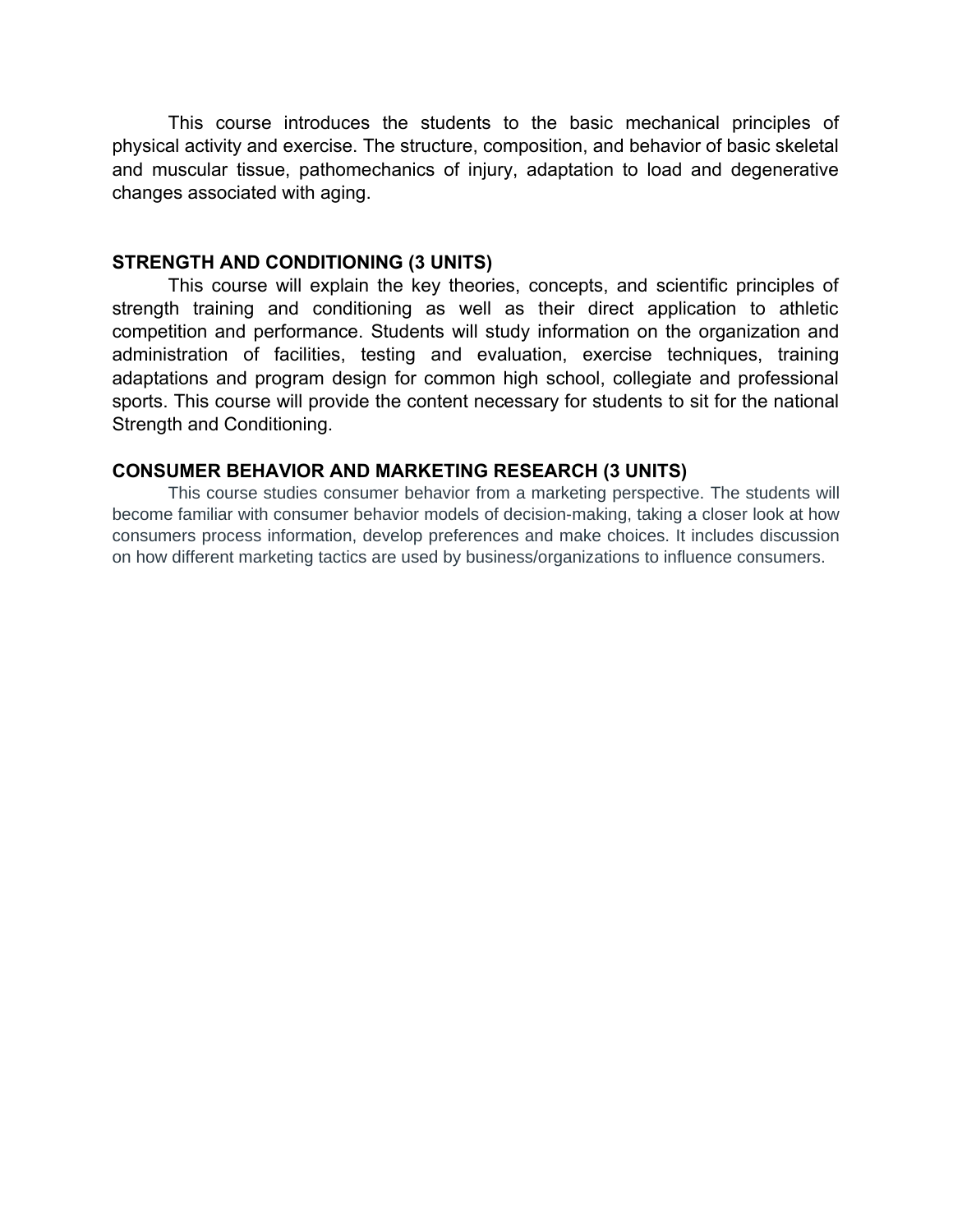This course introduces the students to the basic mechanical principles of physical activity and exercise. The structure, composition, and behavior of basic skeletal and muscular tissue, pathomechanics of injury, adaptation to load and degenerative changes associated with aging.

**STRENGTH AND CONDITIONING (3 UNITS)**

This course will explain the key theories, concepts, and scientific principles of strength training and conditioning as well as their direct application to athletic competition and performance. Students will study information on the organization and administration of facilities, testing and evaluation, exercise techniques, training adaptations and program design for common high school, collegiate and professional sports. This course will provide the content necessary for students to sit for the national Strength and Conditioning.

**CONSUMER BEHAVIOR AND MARKETING RESEARCH (3 UNITS)**

This course studies consumer behavior from a marketing perspective. The students will become familiar with consumer behavior models of decision-making, taking a closer look at how consumers process information, develop preferences and make choices. It includes discussion on how different marketing tactics are used by business/organizations to influence consumers.